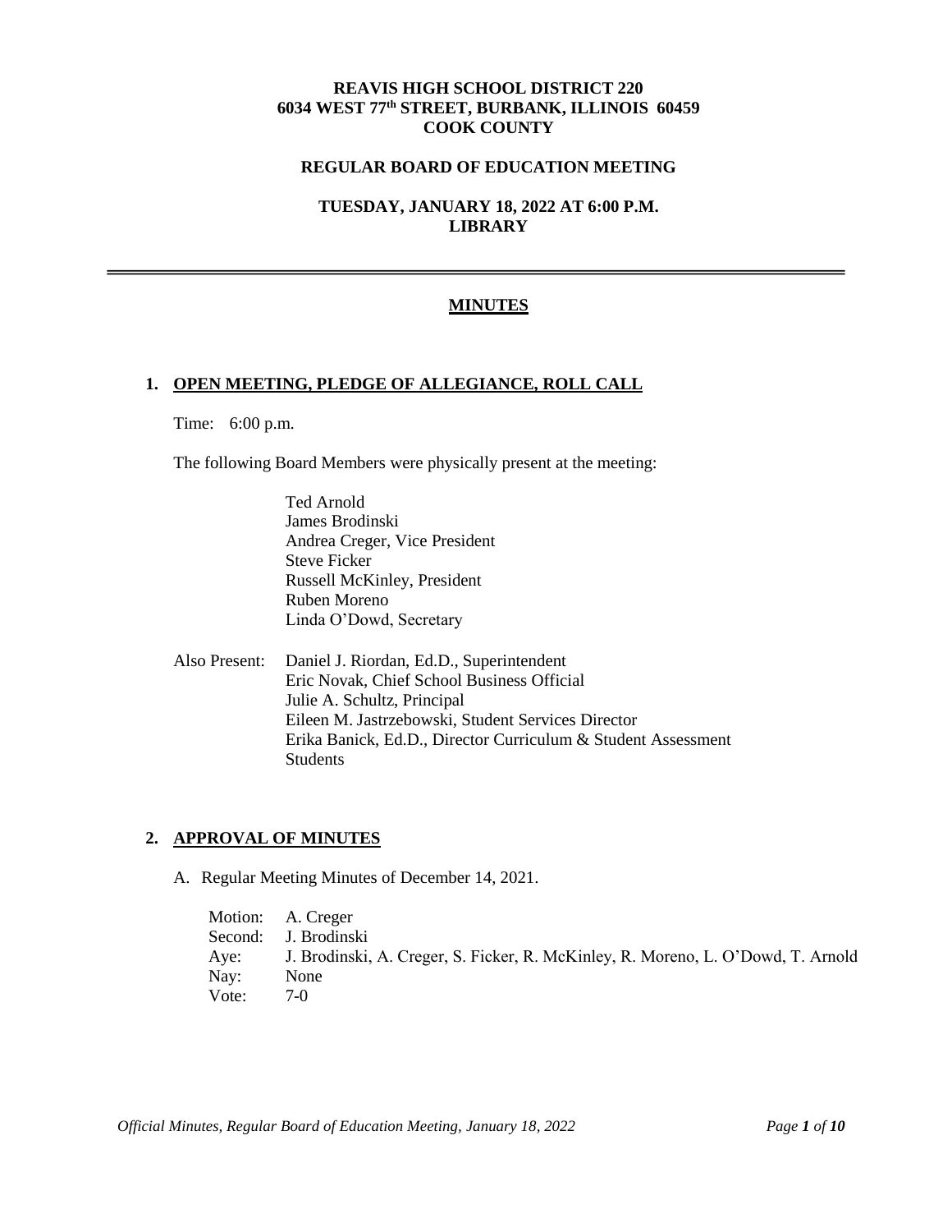**REAVIS HIGH SCHOOL DISTRICT 220**
**6034 WEST 77$^{th}$ STREET, BURBANK, ILLINOIS 60459**
**COOK COUNTY**

**REGULAR BOARD OF EDUCATION MEETING**

**TUESDAY, JANUARY 18, 2022 AT 6:00 P.M.**
**LIBRARY**

---

# MINUTES

## 1. OPEN MEETING, PLEDGE OF ALLEGIANCE, ROLL CALL

Time: 6:00 p.m.

The following Board Members were physically present at the meeting:

Ted Arnold
James Brodinski
Andrea Creger, Vice President
Steve Ficker
Russell McKinley, President
Ruben Moreno
Linda O'Dowd, Secretary

Also Present: Daniel J. Riordan, Ed.D., Superintendent
Eric Novak, Chief School Business Official
Julie A. Schultz, Principal
Eileen M. Jastrzebowski, Student Services Director
Erika Banick, Ed.D., Director Curriculum & Student Assessment
Students

## 2. APPROVAL OF MINUTES

A. Regular Meeting Minutes of December 14, 2021.

Motion: A. Creger
Second: J. Brodinski
Aye: J. Brodinski, A. Creger, S. Ficker, R. McKinley, R. Moreno, L. O'Dowd, T. Arnold
Nay: None
Vote: 7-0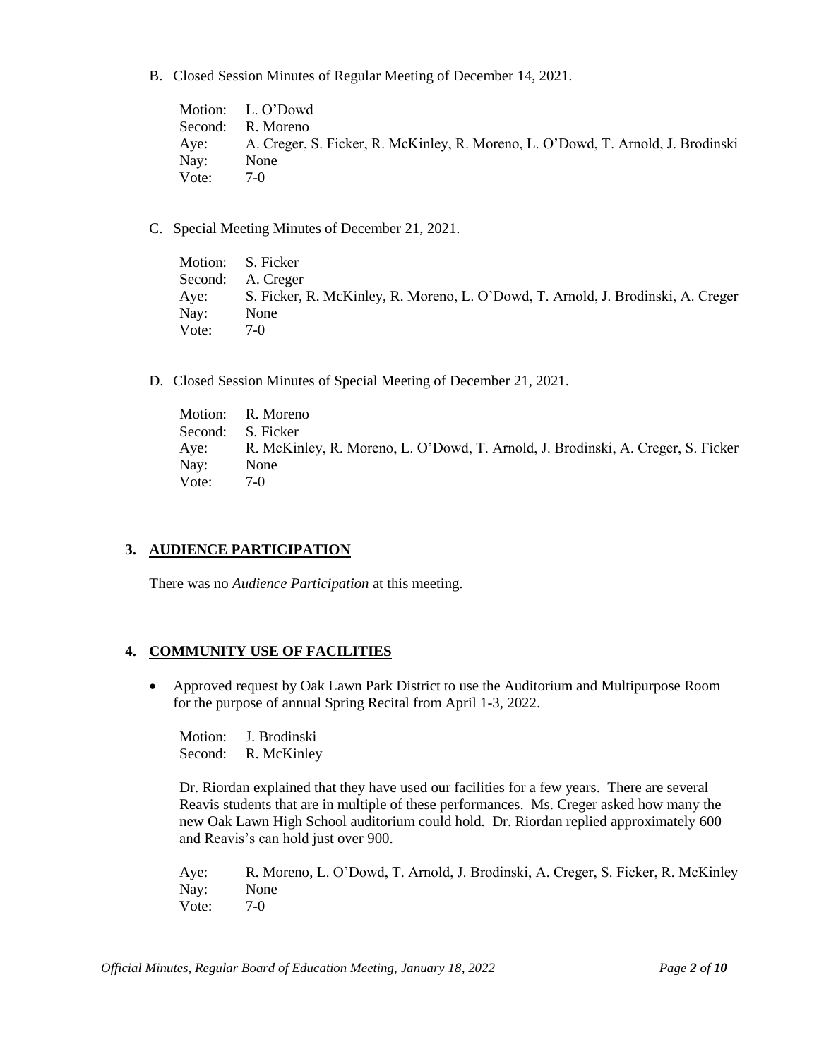B. Closed Session Minutes of Regular Meeting of December 14, 2021.

Motion: L. O'Dowd
Second: R. Moreno
Aye: A. Creger, S. Ficker, R. McKinley, R. Moreno, L. O'Dowd, T. Arnold, J. Brodinski
Nay: None
Vote: 7-0

C. Special Meeting Minutes of December 21, 2021.

Motion: S. Ficker
Second: A. Creger
Aye: S. Ficker, R. McKinley, R. Moreno, L. O'Dowd, T. Arnold, J. Brodinski, A. Creger
Nay: None
Vote: 7-0

D. Closed Session Minutes of Special Meeting of December 21, 2021.

Motion: R. Moreno
Second: S. Ficker
Aye: R. McKinley, R. Moreno, L. O'Dowd, T. Arnold, J. Brodinski, A. Creger, S. Ficker
Nay: None
Vote: 7-0

## 3. AUDIENCE PARTICIPATION

There was no *Audience Participation* at this meeting.

## 4. COMMUNITY USE OF FACILITIES

- Approved request by Oak Lawn Park District to use the Auditorium and Multipurpose Room for the purpose of annual Spring Recital from April 1-3, 2022.

Motion: J. Brodinski
Second: R. McKinley

Dr. Riordan explained that they have used our facilities for a few years. There are several Reavis students that are in multiple of these performances. Ms. Creger asked how many the new Oak Lawn High School auditorium could hold. Dr. Riordan replied approximately 600 and Reavis's can hold just over 900.

Aye: R. Moreno, L. O'Dowd, T. Arnold, J. Brodinski, A. Creger, S. Ficker, R. McKinley
Nay: None
Vote: 7-0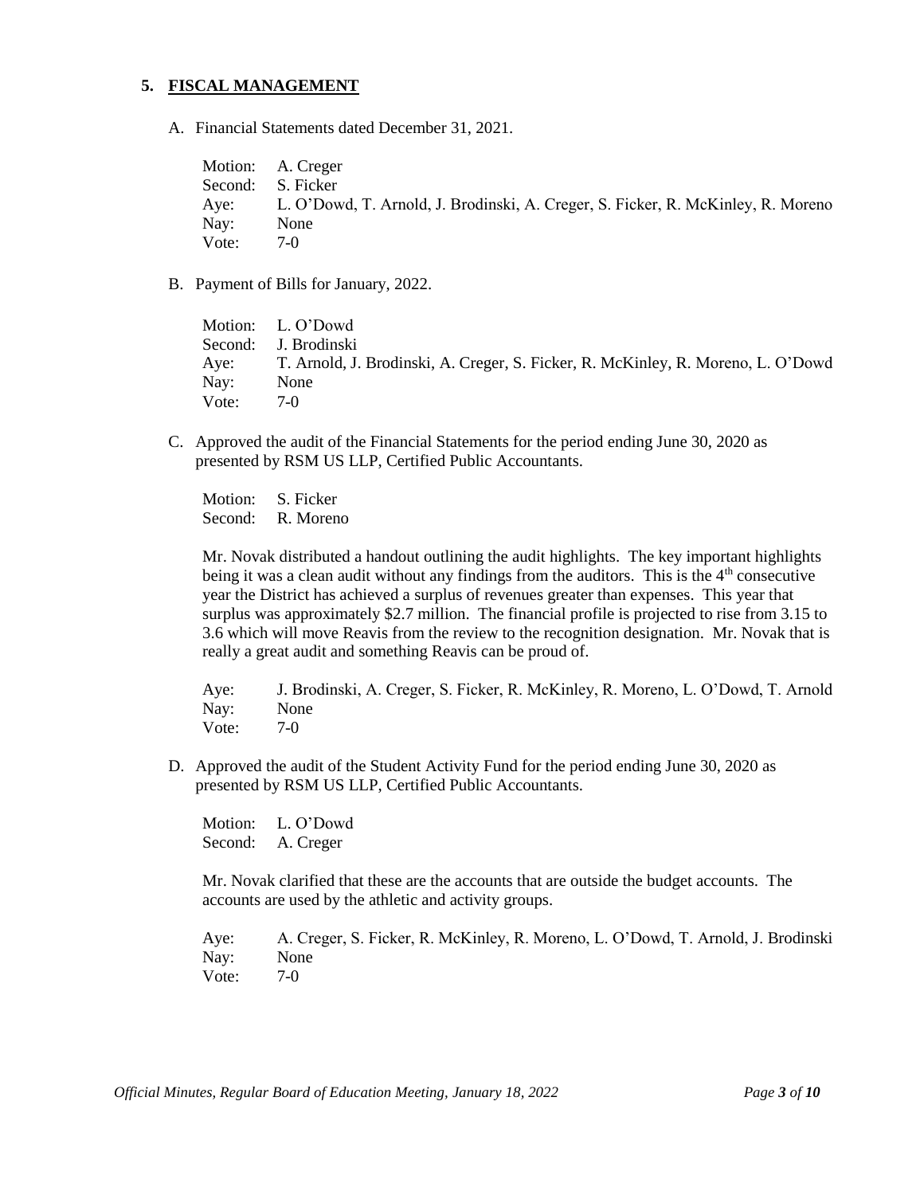## 5. FISCAL MANAGEMENT

A. Financial Statements dated December 31, 2021.

Motion: A. Creger
Second: S. Ficker
Aye: L. O'Dowd, T. Arnold, J. Brodinski, A. Creger, S. Ficker, R. McKinley, R. Moreno
Nay: None
Vote: 7-0

B. Payment of Bills for January, 2022.

Motion: L. O'Dowd
Second: J. Brodinski
Aye: T. Arnold, J. Brodinski, A. Creger, S. Ficker, R. McKinley, R. Moreno, L. O'Dowd
Nay: None
Vote: 7-0

C. Approved the audit of the Financial Statements for the period ending June 30, 2020 as presented by RSM US LLP, Certified Public Accountants.

Motion: S. Ficker
Second: R. Moreno

Mr. Novak distributed a handout outlining the audit highlights. The key important highlights being it was a clean audit without any findings from the auditors. This is the 4th consecutive year the District has achieved a surplus of revenues greater than expenses. This year that surplus was approximately $2.7 million. The financial profile is projected to rise from 3.15 to 3.6 which will move Reavis from the review to the recognition designation. Mr. Novak that is really a great audit and something Reavis can be proud of.

Aye: J. Brodinski, A. Creger, S. Ficker, R. McKinley, R. Moreno, L. O'Dowd, T. Arnold
Nay: None
Vote: 7-0

D. Approved the audit of the Student Activity Fund for the period ending June 30, 2020 as presented by RSM US LLP, Certified Public Accountants.

Motion: L. O'Dowd
Second: A. Creger

Mr. Novak clarified that these are the accounts that are outside the budget accounts. The accounts are used by the athletic and activity groups.

Aye: A. Creger, S. Ficker, R. McKinley, R. Moreno, L. O'Dowd, T. Arnold, J. Brodinski
Nay: None
Vote: 7-0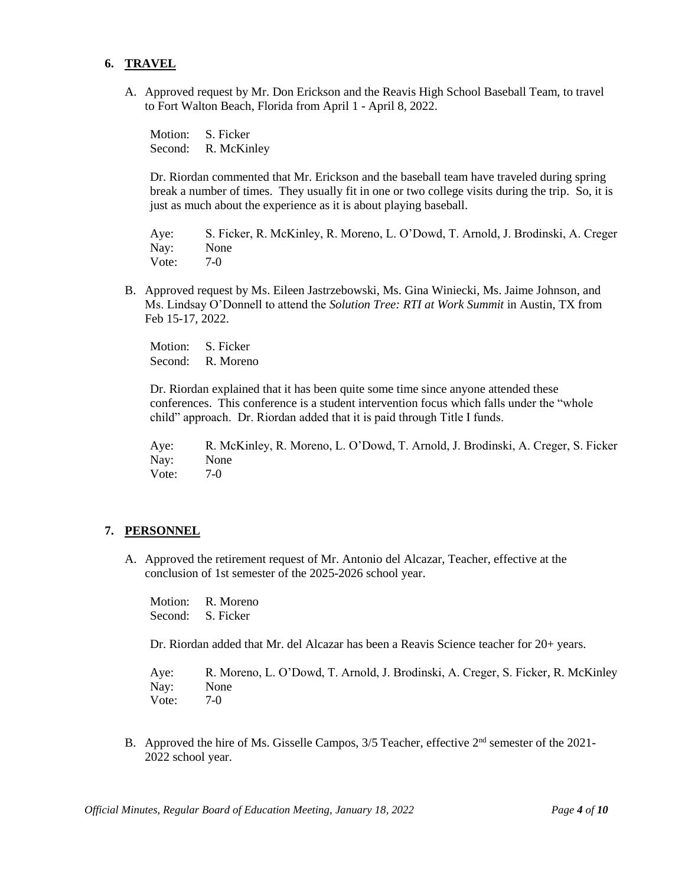## 6. TRAVEL

A. Approved request by Mr. Don Erickson and the Reavis High School Baseball Team, to travel to Fort Walton Beach, Florida from April 1 - April 8, 2022.

Motion: S. Ficker
Second: R. McKinley

Dr. Riordan commented that Mr. Erickson and the baseball team have traveled during spring break a number of times. They usually fit in one or two college visits during the trip. So, it is just as much about the experience as it is about playing baseball.

Aye: S. Ficker, R. McKinley, R. Moreno, L. O'Dowd, T. Arnold, J. Brodinski, A. Creger
Nay: None
Vote: 7-0

B. Approved request by Ms. Eileen Jastrzebowski, Ms. Gina Winiecki, Ms. Jaime Johnson, and Ms. Lindsay O'Donnell to attend the *Solution Tree: RTI at Work Summit* in Austin, TX from Feb 15-17, 2022.

Motion: S. Ficker
Second: R. Moreno

Dr. Riordan explained that it has been quite some time since anyone attended these conferences. This conference is a student intervention focus which falls under the "whole child" approach. Dr. Riordan added that it is paid through Title I funds.

Aye: R. McKinley, R. Moreno, L. O'Dowd, T. Arnold, J. Brodinski, A. Creger, S. Ficker
Nay: None
Vote: 7-0

## 7. PERSONNEL

A. Approved the retirement request of Mr. Antonio del Alcazar, Teacher, effective at the conclusion of 1st semester of the 2025-2026 school year.

Motion: R. Moreno
Second: S. Ficker

Dr. Riordan added that Mr. del Alcazar has been a Reavis Science teacher for 20+ years.

Aye: R. Moreno, L. O'Dowd, T. Arnold, J. Brodinski, A. Creger, S. Ficker, R. McKinley
Nay: None
Vote: 7-0

B. Approved the hire of Ms. Gisselle Campos, 3/5 Teacher, effective 2nd semester of the 2021-2022 school year.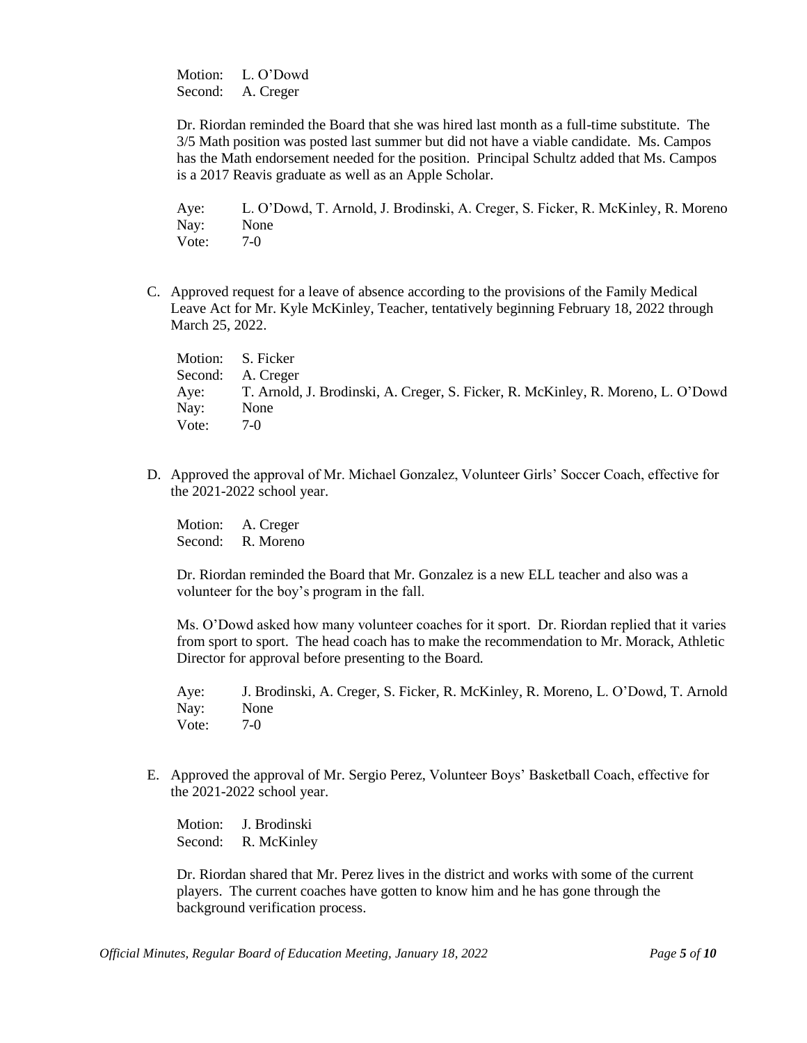Motion: L. O'Dowd
Second: A. Creger

Dr. Riordan reminded the Board that she was hired last month as a full-time substitute. The 3/5 Math position was posted last summer but did not have a viable candidate. Ms. Campos has the Math endorsement needed for the position. Principal Schultz added that Ms. Campos is a 2017 Reavis graduate as well as an Apple Scholar.

Aye: L. O'Dowd, T. Arnold, J. Brodinski, A. Creger, S. Ficker, R. McKinley, R. Moreno
Nay: None
Vote: 7-0

C. Approved request for a leave of absence according to the provisions of the Family Medical Leave Act for Mr. Kyle McKinley, Teacher, tentatively beginning February 18, 2022 through March 25, 2022.

Motion: S. Ficker
Second: A. Creger
Aye: T. Arnold, J. Brodinski, A. Creger, S. Ficker, R. McKinley, R. Moreno, L. O'Dowd
Nay: None
Vote: 7-0

D. Approved the approval of Mr. Michael Gonzalez, Volunteer Girls' Soccer Coach, effective for the 2021-2022 school year.

Motion: A. Creger
Second: R. Moreno

Dr. Riordan reminded the Board that Mr. Gonzalez is a new ELL teacher and also was a volunteer for the boy's program in the fall.

Ms. O'Dowd asked how many volunteer coaches for it sport. Dr. Riordan replied that it varies from sport to sport. The head coach has to make the recommendation to Mr. Morack, Athletic Director for approval before presenting to the Board.

Aye: J. Brodinski, A. Creger, S. Ficker, R. McKinley, R. Moreno, L. O'Dowd, T. Arnold
Nay: None
Vote: 7-0

E. Approved the approval of Mr. Sergio Perez, Volunteer Boys' Basketball Coach, effective for the 2021-2022 school year.

Motion: J. Brodinski
Second: R. McKinley

Dr. Riordan shared that Mr. Perez lives in the district and works with some of the current players. The current coaches have gotten to know him and he has gone through the background verification process.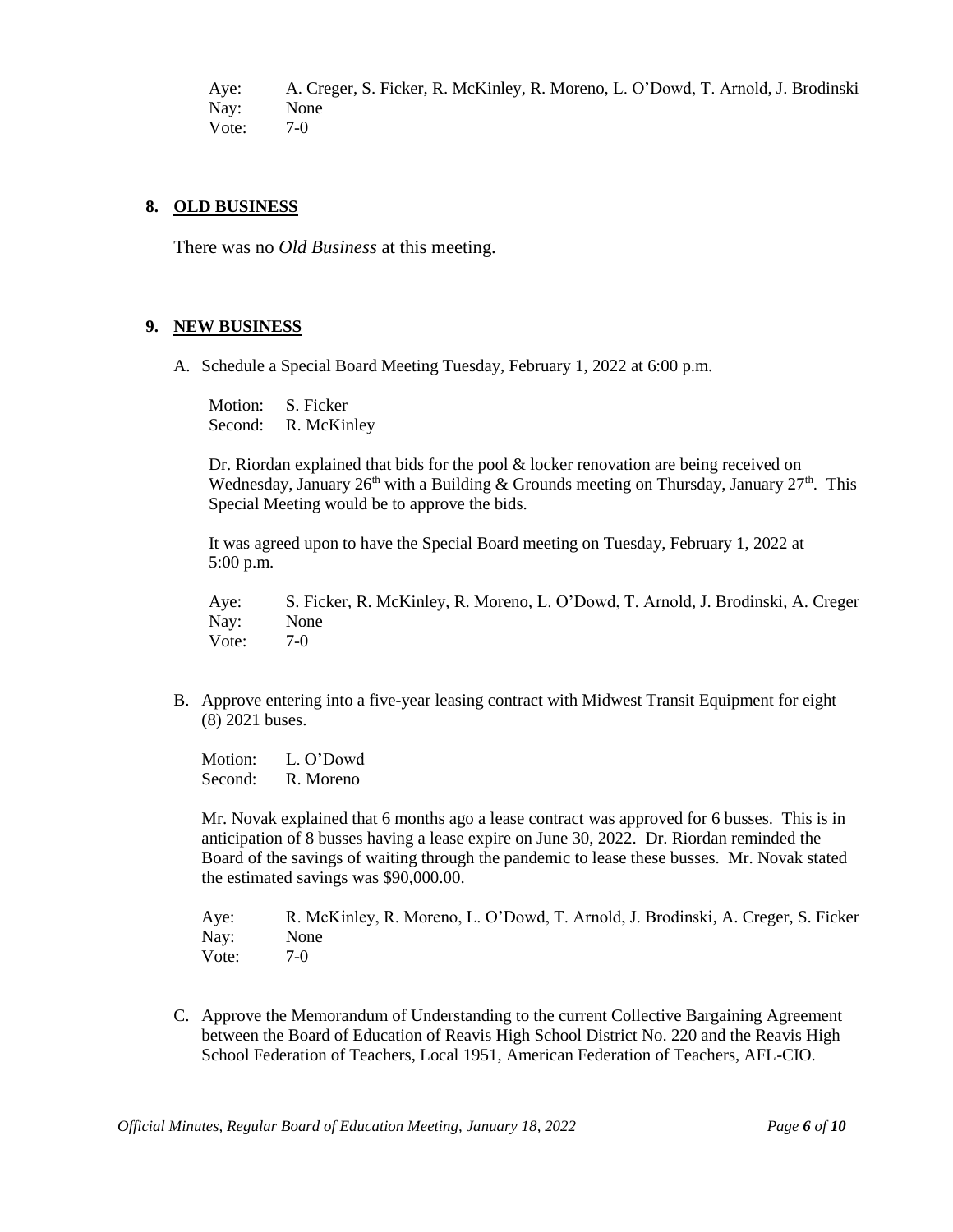Aye: A. Creger, S. Ficker, R. McKinley, R. Moreno, L. O'Dowd, T. Arnold, J. Brodinski
Nay: None
Vote: 7-0

## 8. OLD BUSINESS

There was no *Old Business* at this meeting.

## 9. NEW BUSINESS

A. Schedule a Special Board Meeting Tuesday, February 1, 2022 at 6:00 p.m.

Motion: S. Ficker
Second: R. McKinley

Dr. Riordan explained that bids for the pool & locker renovation are being received on Wednesday, January 26th with a Building & Grounds meeting on Thursday, January 27th. This Special Meeting would be to approve the bids.

It was agreed upon to have the Special Board meeting on Tuesday, February 1, 2022 at 5:00 p.m.

Aye: S. Ficker, R. McKinley, R. Moreno, L. O'Dowd, T. Arnold, J. Brodinski, A. Creger
Nay: None
Vote: 7-0

B. Approve entering into a five-year leasing contract with Midwest Transit Equipment for eight (8) 2021 buses.

Motion: L. O'Dowd
Second: R. Moreno

Mr. Novak explained that 6 months ago a lease contract was approved for 6 busses. This is in anticipation of 8 busses having a lease expire on June 30, 2022. Dr. Riordan reminded the Board of the savings of waiting through the pandemic to lease these busses. Mr. Novak stated the estimated savings was $90,000.00.

Aye: R. McKinley, R. Moreno, L. O'Dowd, T. Arnold, J. Brodinski, A. Creger, S. Ficker
Nay: None
Vote: 7-0

C. Approve the Memorandum of Understanding to the current Collective Bargaining Agreement between the Board of Education of Reavis High School District No. 220 and the Reavis High School Federation of Teachers, Local 1951, American Federation of Teachers, AFL-CIO.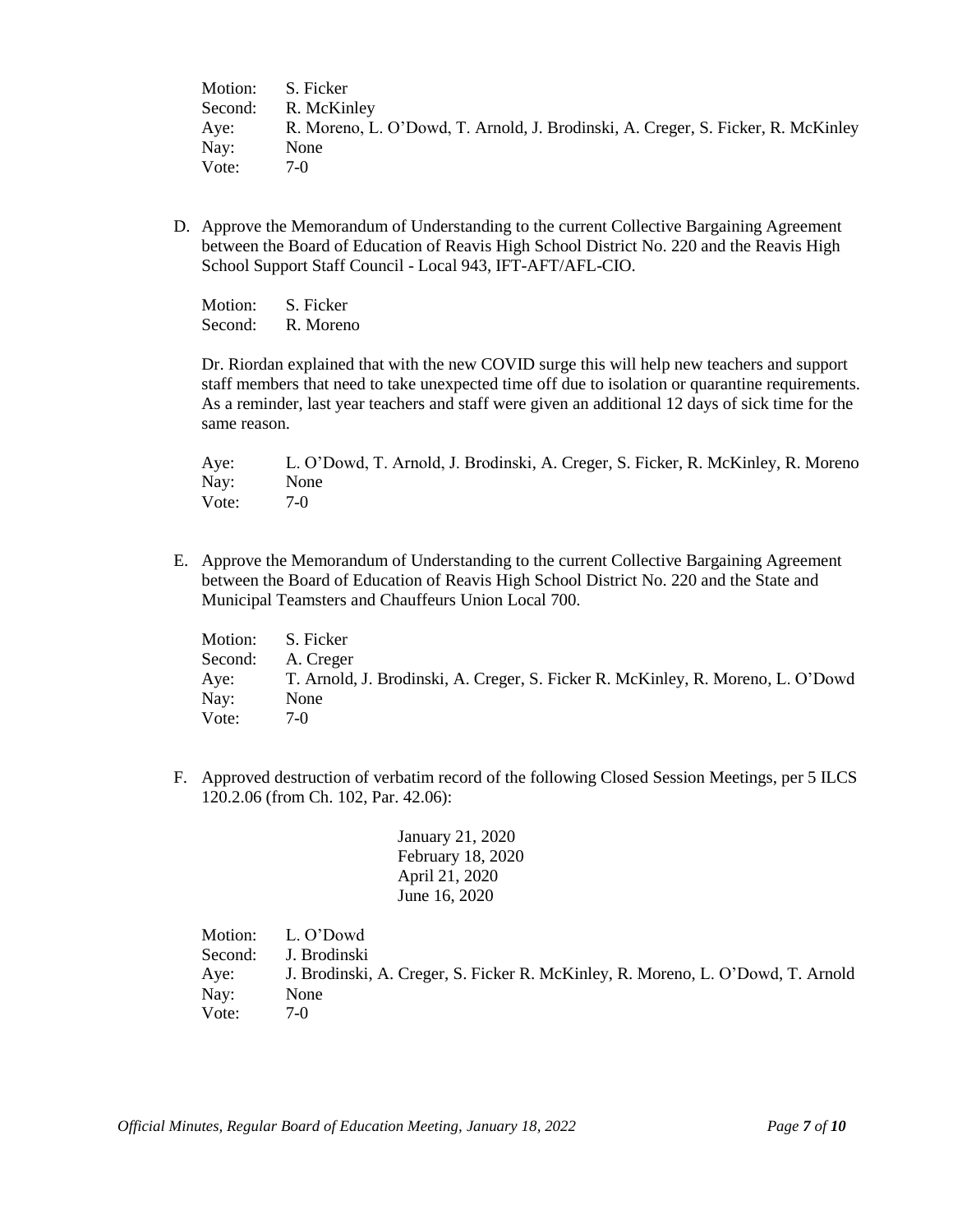Motion: S. Ficker
Second: R. McKinley
Aye: R. Moreno, L. O'Dowd, T. Arnold, J. Brodinski, A. Creger, S. Ficker, R. McKinley
Nay: None
Vote: 7-0

D. Approve the Memorandum of Understanding to the current Collective Bargaining Agreement between the Board of Education of Reavis High School District No. 220 and the Reavis High School Support Staff Council - Local 943, IFT-AFT/AFL-CIO.

Motion: S. Ficker
Second: R. Moreno

Dr. Riordan explained that with the new COVID surge this will help new teachers and support staff members that need to take unexpected time off due to isolation or quarantine requirements. As a reminder, last year teachers and staff were given an additional 12 days of sick time for the same reason.

Aye: L. O'Dowd, T. Arnold, J. Brodinski, A. Creger, S. Ficker, R. McKinley, R. Moreno
Nay: None
Vote: 7-0

E. Approve the Memorandum of Understanding to the current Collective Bargaining Agreement between the Board of Education of Reavis High School District No. 220 and the State and Municipal Teamsters and Chauffeurs Union Local 700.

Motion: S. Ficker
Second: A. Creger
Aye: T. Arnold, J. Brodinski, A. Creger, S. Ficker R. McKinley, R. Moreno, L. O'Dowd
Nay: None
Vote: 7-0

F. Approved destruction of verbatim record of the following Closed Session Meetings, per 5 ILCS 120.2.06 (from Ch. 102, Par. 42.06):

January 21, 2020
February 18, 2020
April 21, 2020
June 16, 2020

Motion: L. O'Dowd
Second: J. Brodinski
Aye: J. Brodinski, A. Creger, S. Ficker R. McKinley, R. Moreno, L. O'Dowd, T. Arnold
Nay: None
Vote: 7-0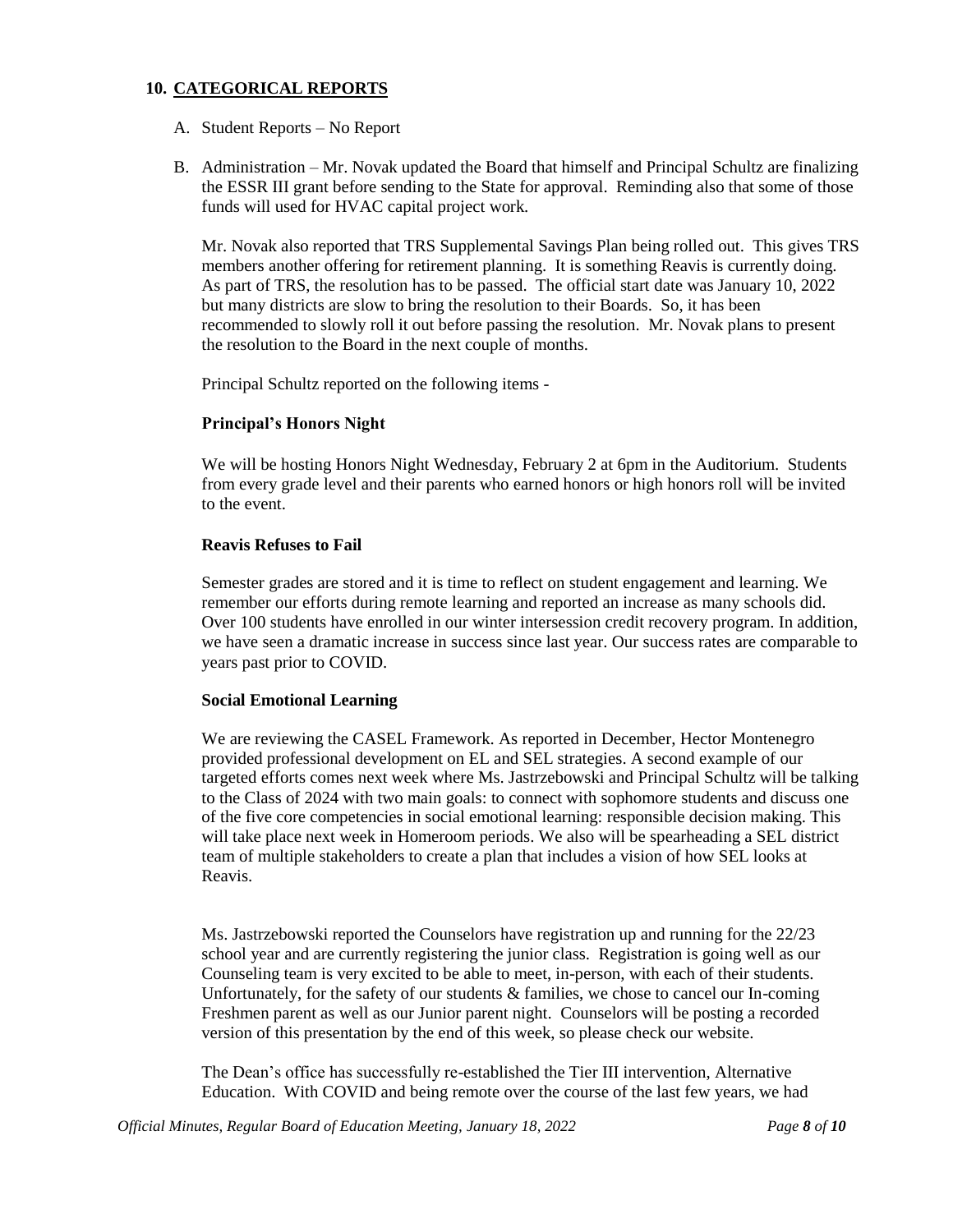## 10. CATEGORICAL REPORTS

A. Student Reports – No Report

B. Administration – Mr. Novak updated the Board that himself and Principal Schultz are finalizing the ESSR III grant before sending to the State for approval. Reminding also that some of those funds will used for HVAC capital project work.

   Mr. Novak also reported that TRS Supplemental Savings Plan being rolled out. This gives TRS members another offering for retirement planning. It is something Reavis is currently doing. As part of TRS, the resolution has to be passed. The official start date was January 10, 2022 but many districts are slow to bring the resolution to their Boards. So, it has been recommended to slowly roll it out before passing the resolution. Mr. Novak plans to present the resolution to the Board in the next couple of months.

   Principal Schultz reported on the following items -

   **Principal's Honors Night**

   We will be hosting Honors Night Wednesday, February 2 at 6pm in the Auditorium. Students from every grade level and their parents who earned honors or high honors roll will be invited to the event.

   **Reavis Refuses to Fail**

   Semester grades are stored and it is time to reflect on student engagement and learning. We remember our efforts during remote learning and reported an increase as many schools did. Over 100 students have enrolled in our winter intersession credit recovery program. In addition, we have seen a dramatic increase in success since last year. Our success rates are comparable to years past prior to COVID.

   **Social Emotional Learning**

   We are reviewing the CASEL Framework. As reported in December, Hector Montenegro provided professional development on EL and SEL strategies. A second example of our targeted efforts comes next week where Ms. Jastrzebowski and Principal Schultz will be talking to the Class of 2024 with two main goals: to connect with sophomore students and discuss one of the five core competencies in social emotional learning: responsible decision making. This will take place next week in Homeroom periods. We also will be spearheading a SEL district team of multiple stakeholders to create a plan that includes a vision of how SEL looks at Reavis.

   Ms. Jastrzebowski reported the Counselors have registration up and running for the 22/23 school year and are currently registering the junior class. Registration is going well as our Counseling team is very excited to be able to meet, in-person, with each of their students. Unfortunately, for the safety of our students & families, we chose to cancel our In-coming Freshmen parent as well as our Junior parent night. Counselors will be posting a recorded version of this presentation by the end of this week, so please check our website.

   The Dean's office has successfully re-established the Tier III intervention, Alternative Education. With COVID and being remote over the course of the last few years, we had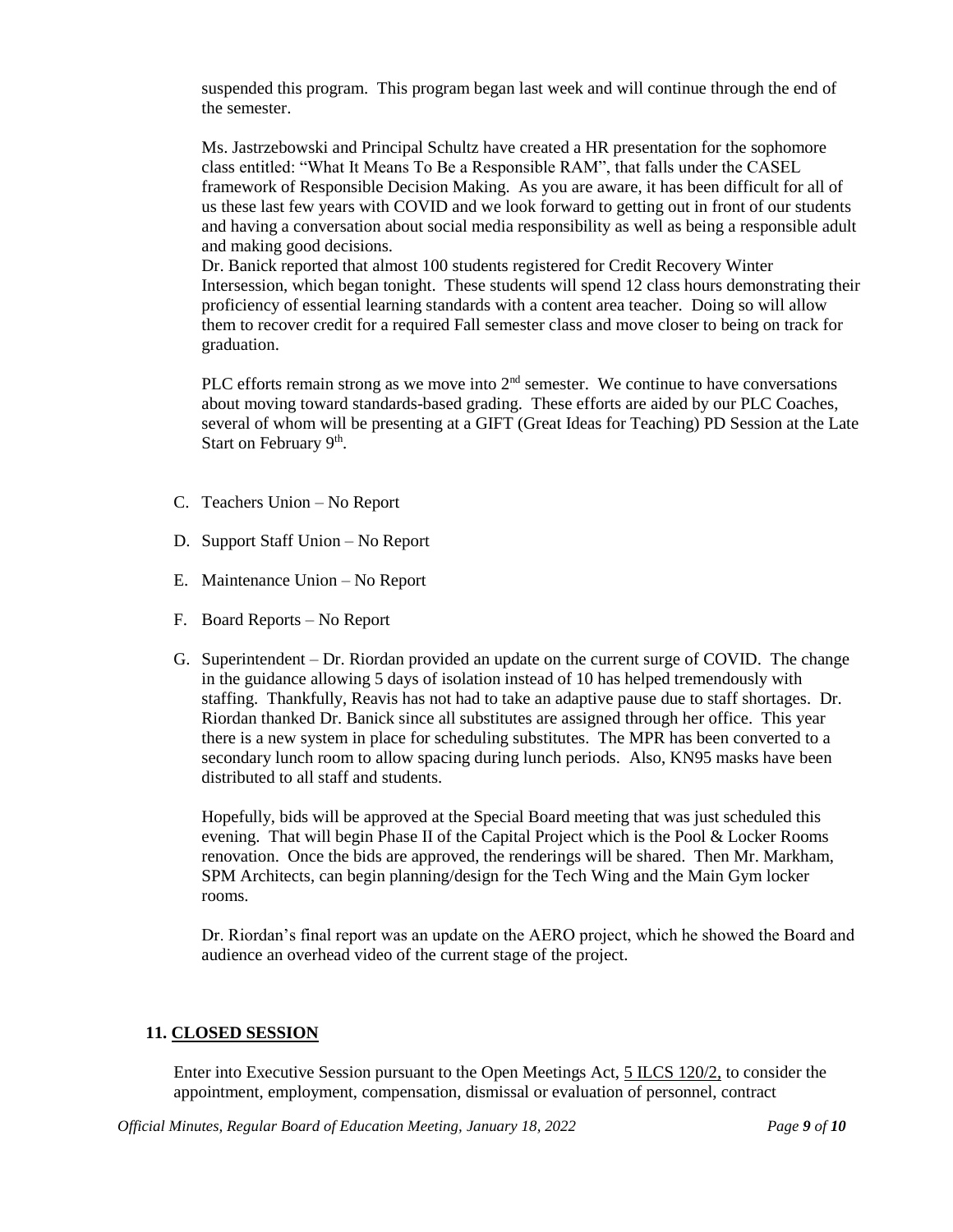suspended this program. This program began last week and will continue through the end of the semester.

Ms. Jastrzebowski and Principal Schultz have created a HR presentation for the sophomore class entitled: "What It Means To Be a Responsible RAM", that falls under the CASEL framework of Responsible Decision Making. As you are aware, it has been difficult for all of us these last few years with COVID and we look forward to getting out in front of our students and having a conversation about social media responsibility as well as being a responsible adult and making good decisions.

Dr. Banick reported that almost 100 students registered for Credit Recovery Winter Intersession, which began tonight. These students will spend 12 class hours demonstrating their proficiency of essential learning standards with a content area teacher. Doing so will allow them to recover credit for a required Fall semester class and move closer to being on track for graduation.

PLC efforts remain strong as we move into 2nd semester. We continue to have conversations about moving toward standards-based grading. These efforts are aided by our PLC Coaches, several of whom will be presenting at a GIFT (Great Ideas for Teaching) PD Session at the Late Start on February 9th.

C. Teachers Union – No Report

D. Support Staff Union – No Report

E. Maintenance Union – No Report

F. Board Reports – No Report

G. Superintendent – Dr. Riordan provided an update on the current surge of COVID. The change in the guidance allowing 5 days of isolation instead of 10 has helped tremendously with staffing. Thankfully, Reavis has not had to take an adaptive pause due to staff shortages. Dr. Riordan thanked Dr. Banick since all substitutes are assigned through her office. This year there is a new system in place for scheduling substitutes. The MPR has been converted to a secondary lunch room to allow spacing during lunch periods. Also, KN95 masks have been distributed to all staff and students.

   Hopefully, bids will be approved at the Special Board meeting that was just scheduled this evening. That will begin Phase II of the Capital Project which is the Pool & Locker Rooms renovation. Once the bids are approved, the renderings will be shared. Then Mr. Markham, SPM Architects, can begin planning/design for the Tech Wing and the Main Gym locker rooms.

   Dr. Riordan's final report was an update on the AERO project, which he showed the Board and audience an overhead video of the current stage of the project.

## 11. CLOSED SESSION

Enter into Executive Session pursuant to the Open Meetings Act, 5 ILCS 120/2, to consider the appointment, employment, compensation, dismissal or evaluation of personnel, contract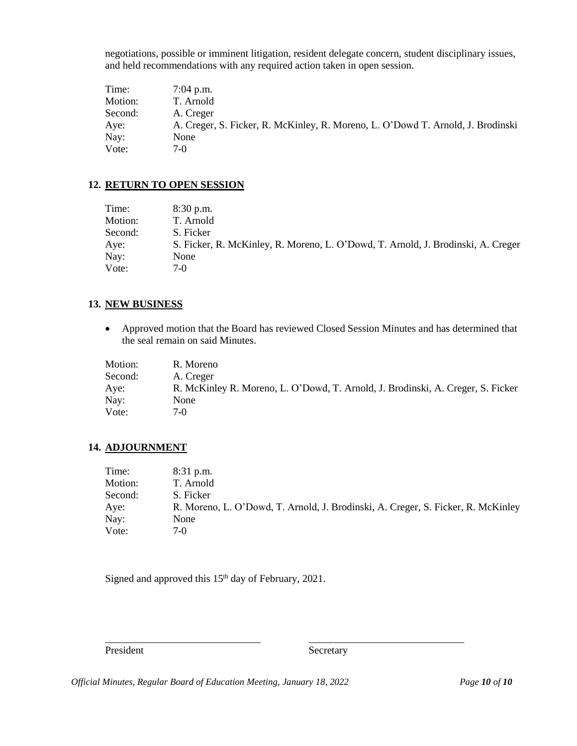negotiations, possible or imminent litigation, resident delegate concern, student disciplinary issues, and held recommendations with any required action taken in open session.

| | |
|---|---|
| Time: | 7:04 p.m. |
| Motion: | T. Arnold |
| Second: | A. Creger |
| Aye: | A. Creger, S. Ficker, R. McKinley, R. Moreno, L. O'Dowd T. Arnold, J. Brodinski |
| Nay: | None |
| Vote: | 7-0 |

## 12. RETURN TO OPEN SESSION

| | |
|---|---|
| Time: | 8:30 p.m. |
| Motion: | T. Arnold |
| Second: | S. Ficker |
| Aye: | S. Ficker, R. McKinley, R. Moreno, L. O'Dowd, T. Arnold, J. Brodinski, A. Creger |
| Nay: | None |
| Vote: | 7-0 |

## 13. NEW BUSINESS

- Approved motion that the Board has reviewed Closed Session Minutes and has determined that the seal remain on said Minutes.

| | |
|---|---|
| Motion: | R. Moreno |
| Second: | A. Creger |
| Aye: | R. McKinley R. Moreno, L. O'Dowd, T. Arnold, J. Brodinski, A. Creger, S. Ficker |
| Nay: | None |
| Vote: | 7-0 |

## 14. ADJOURNMENT

| | |
|---|---|
| Time: | 8:31 p.m. |
| Motion: | T. Arnold |
| Second: | S. Ficker |
| Aye: | R. Moreno, L. O'Dowd, T. Arnold, J. Brodinski, A. Creger, S. Ficker, R. McKinley |
| Nay: | None |
| Vote: | 7-0 |

Signed and approved this 15th day of February, 2021.

\_\_\_\_\_\_\_\_\_\_\_\_\_\_\_\_\_\_\_\_\_\_\_\_\_\_\_\_\_\_ President

\_\_\_\_\_\_\_\_\_\_\_\_\_\_\_\_\_\_\_\_\_\_\_\_\_\_\_\_\_\_ Secretary